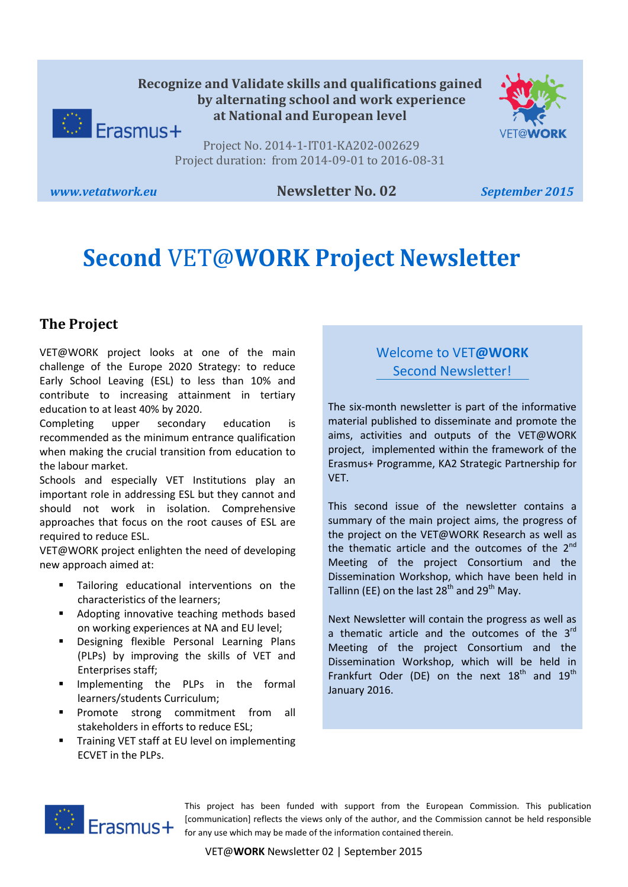Recognize and Validate skills and qualifications gained by alternating school and work experience at National and European level

Project No. 2014-1-IT01-KA202-002629
Project duration: from 2014-09-01 to 2016-08-31

*www.vetatwork.eu* **Newsletter No. 02** *September 2015*

# Second VET@WORK Project Newsletter

## The Project

VET@WORK project looks at one of the main challenge of the Europe 2020 Strategy: to reduce Early School Leaving (ESL) to less than 10% and contribute to increasing attainment in tertiary education to at least 40% by 2020.
Completing upper secondary education is recommended as the minimum entrance qualification when making the crucial transition from education to the labour market.
Schools and especially VET Institutions play an important role in addressing ESL but they cannot and should not work in isolation. Comprehensive approaches that focus on the root causes of ESL are required to reduce ESL.
VET@WORK project enlighten the need of developing new approach aimed at:

- Tailoring educational interventions on the characteristics of the learners;
- Adopting innovative teaching methods based on working experiences at NA and EU level;
- Designing flexible Personal Learning Plans (PLPs) by improving the skills of VET and Enterprises staff;
- Implementing the PLPs in the formal learners/students Curriculum;
- Promote strong commitment from all stakeholders in efforts to reduce ESL;
- Training VET staff at EU level on implementing ECVET in the PLPs.

### Welcome to VET@WORK Second Newsletter!

The six-month newsletter is part of the informative material published to disseminate and promote the aims, activities and outputs of the VET@WORK project, implemented within the framework of the Erasmus+ Programme, KA2 Strategic Partnership for VET.

This second issue of the newsletter contains a summary of the main project aims, the progress of the project on the VET@WORK Research as well as the thematic article and the outcomes of the 2nd Meeting of the project Consortium and the Dissemination Workshop, which have been held in Tallinn (EE) on the last 28th and 29th May.

Next Newsletter will contain the progress as well as a thematic article and the outcomes of the 3rd Meeting of the project Consortium and the Dissemination Workshop, which will be held in Frankfurt Oder (DE) on the next 18th and 19th January 2016.

This project has been funded with support from the European Commission. This publication [communication] reflects the views only of the author, and the Commission cannot be held responsible for any use which may be made of the information contained therein.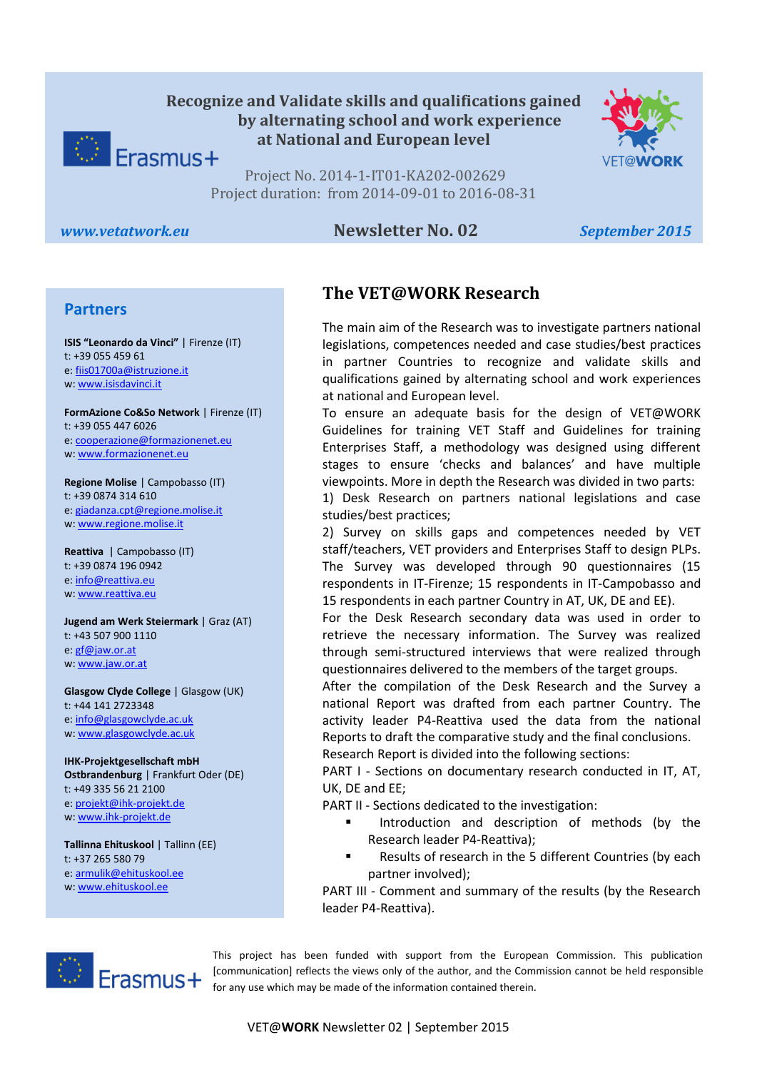Recognize and Validate skills and qualifications gained by alternating school and work experience at National and European level

Project No. 2014-1-IT01-KA202-002629
Project duration: from 2014-09-01 to 2016-08-31

*www.vetatwork.eu* **Newsletter No. 02** *September 2015*

## Partners

**ISIS "Leonardo da Vinci"** | Firenze (IT)
t: +39 055 459 61
e: fiis01700a@istruzione.it
w: www.isisdavinci.it

**FormAzione Co&So Network** | Firenze (IT)
t: +39 055 447 6026
e: cooperazione@formazionenet.eu
w: www.formazionenet.eu

**Regione Molise** | Campobasso (IT)
t: +39 0874 314 610
e: giadanza.cpt@regione.molise.it
w: www.regione.molise.it

**Reattiva** | Campobasso (IT)
t: +39 0874 196 0942
e: info@reattiva.eu
w: www.reattiva.eu

**Jugend am Werk Steiermark** | Graz (AT)
t: +43 507 900 1110
e: gf@jaw.or.at
w: www.jaw.or.at

**Glasgow Clyde College** | Glasgow (UK)
t: +44 141 2723348
e: info@glasgowclyde.ac.uk
w: www.glasgowclyde.ac.uk

**IHK-Projektgesellschaft mbH Ostbrandenburg** | Frankfurt Oder (DE)
t: +49 335 56 21 2100
e: projekt@ihk-projekt.de
w: www.ihk-projekt.de

**Tallinna Ehituskool** | Tallinn (EE)
t: +37 265 580 79
e: armulik@ehituskool.ee
w: www.ehituskool.ee

## The VET@WORK Research

The main aim of the Research was to investigate partners national legislations, competences needed and case studies/best practices in partner Countries to recognize and validate skills and qualifications gained by alternating school and work experiences at national and European level.

To ensure an adequate basis for the design of VET@WORK Guidelines for training VET Staff and Guidelines for training Enterprises Staff, a methodology was designed using different stages to ensure 'checks and balances' and have multiple viewpoints. More in depth the Research was divided in two parts:

1) Desk Research on partners national legislations and case studies/best practices;

2) Survey on skills gaps and competences needed by VET staff/teachers, VET providers and Enterprises Staff to design PLPs. The Survey was developed through 90 questionnaires (15 respondents in IT-Firenze; 15 respondents in IT-Campobasso and 15 respondents in each partner Country in AT, UK, DE and EE).

For the Desk Research secondary data was used in order to retrieve the necessary information. The Survey was realized through semi-structured interviews that were realized through questionnaires delivered to the members of the target groups.

After the compilation of the Desk Research and the Survey a national Report was drafted from each partner Country. The activity leader P4-Reattiva used the data from the national Reports to draft the comparative study and the final conclusions.

Research Report is divided into the following sections:

PART I - Sections on documentary research conducted in IT, AT, UK, DE and EE;

PART II - Sections dedicated to the investigation:

- Introduction and description of methods (by the Research leader P4-Reattiva);
- Results of research in the 5 different Countries (by each partner involved);

PART III - Comment and summary of the results (by the Research leader P4-Reattiva).

This project has been funded with support from the European Commission. This publication [communication] reflects the views only of the author, and the Commission cannot be held responsible for any use which may be made of the information contained therein.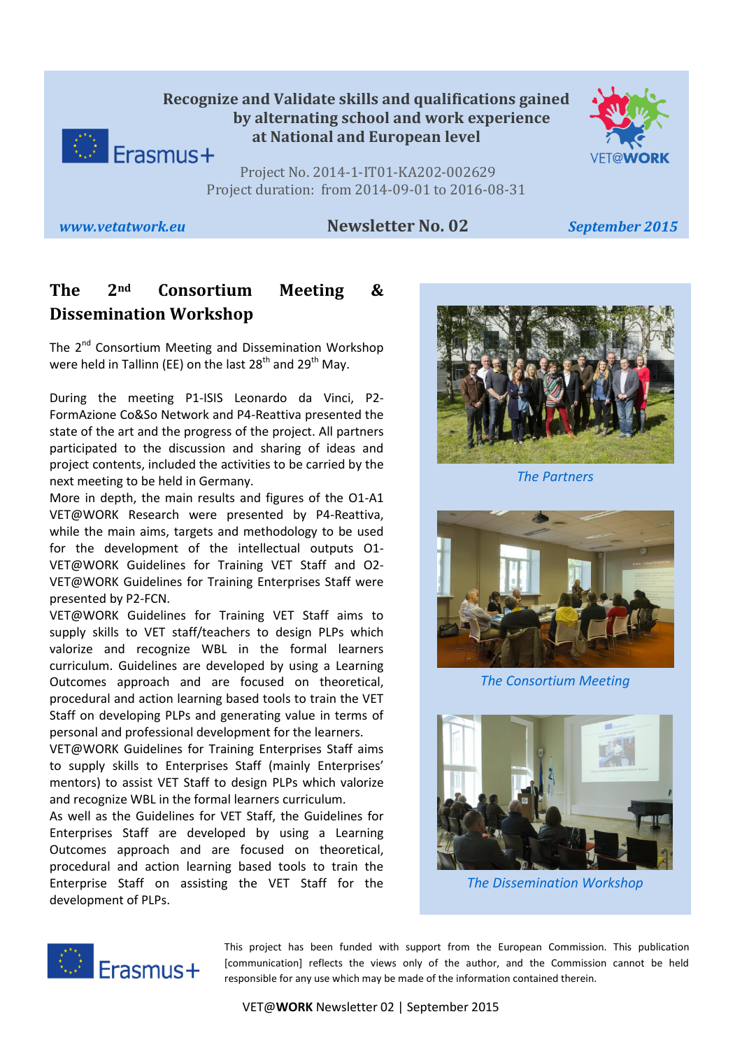Recognize and Validate skills and qualifications gained by alternating school and work experience at National and European level

Project No. 2014-1-IT01-KA202-002629
Project duration: from 2014-09-01 to 2016-08-31

*www.vetatwork.eu*

**Newsletter No. 02**

*September 2015*

## The 2nd Consortium Meeting & Dissemination Workshop

The 2nd Consortium Meeting and Dissemination Workshop were held in Tallinn (EE) on the last 28th and 29th May.

During the meeting P1-ISIS Leonardo da Vinci, P2-FormAzione Co&So Network and P4-Reattiva presented the state of the art and the progress of the project. All partners participated to the discussion and sharing of ideas and project contents, included the activities to be carried by the next meeting to be held in Germany.

More in depth, the main results and figures of the O1-A1 VET@WORK Research were presented by P4-Reattiva, while the main aims, targets and methodology to be used for the development of the intellectual outputs O1-VET@WORK Guidelines for Training VET Staff and O2-VET@WORK Guidelines for Training Enterprises Staff were presented by P2-FCN.

VET@WORK Guidelines for Training VET Staff aims to supply skills to VET staff/teachers to design PLPs which valorize and recognize WBL in the formal learners curriculum. Guidelines are developed by using a Learning Outcomes approach and are focused on theoretical, procedural and action learning based tools to train the VET Staff on developing PLPs and generating value in terms of personal and professional development for the learners.

VET@WORK Guidelines for Training Enterprises Staff aims to supply skills to Enterprises Staff (mainly Enterprises' mentors) to assist VET Staff to design PLPs which valorize and recognize WBL in the formal learners curriculum.

As well as the Guidelines for VET Staff, the Guidelines for Enterprises Staff are developed by using a Learning Outcomes approach and are focused on theoretical, procedural and action learning based tools to train the Enterprise Staff on assisting the VET Staff for the development of PLPs.

*The Partners*

*The Consortium Meeting*

*The Dissemination Workshop*

This project has been funded with support from the European Commission. This publication [communication] reflects the views only of the author, and the Commission cannot be held responsible for any use which may be made of the information contained therein.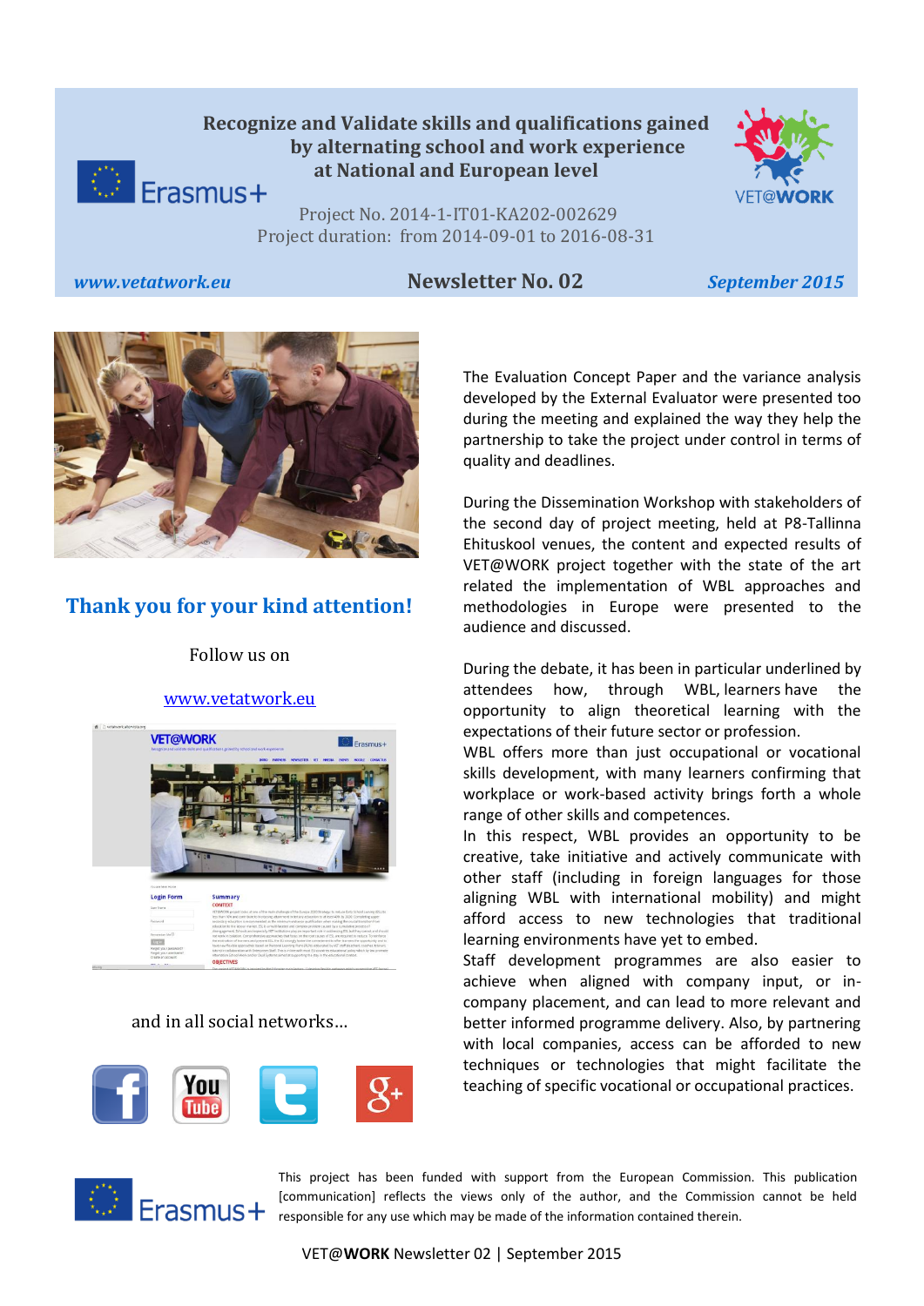Recognize and Validate skills and qualifications gained by alternating school and work experience at National and European level

Project No. 2014-1-IT01-KA202-002629
Project duration: from 2014-09-01 to 2016-08-31

*www.vetatwork.eu* **Newsletter No. 02** *September 2015*

The Evaluation Concept Paper and the variance analysis developed by the External Evaluator were presented too during the meeting and explained the way they help the partnership to take the project under control in terms of quality and deadlines.

During the Dissemination Workshop with stakeholders of the second day of project meeting, held at P8-Tallinna Ehituskool venues, the content and expected results of VET@WORK project together with the state of the art related the implementation of WBL approaches and methodologies in Europe were presented to the audience and discussed.

During the debate, it has been in particular underlined by attendees how, through WBL, learners have the opportunity to align theoretical learning with the expectations of their future sector or profession.

WBL offers more than just occupational or vocational skills development, with many learners confirming that workplace or work-based activity brings forth a whole range of other skills and competences.

In this respect, WBL provides an opportunity to be creative, take initiative and actively communicate with other staff (including in foreign languages for those aligning WBL with international mobility) and might afford access to new technologies that traditional learning environments have yet to embed.

Staff development programmes are also easier to achieve when aligned with company input, or in-company placement, and can lead to more relevant and better informed programme delivery. Also, by partnering with local companies, access can be afforded to new techniques or technologies that might facilitate the teaching of specific vocational or occupational practices.

## Thank you for your kind attention!

Follow us on

www.vetatwork.eu

and in all social networks…

This project has been funded with support from the European Commission. This publication [communication] reflects the views only of the author, and the Commission cannot be held responsible for any use which may be made of the information contained therein.